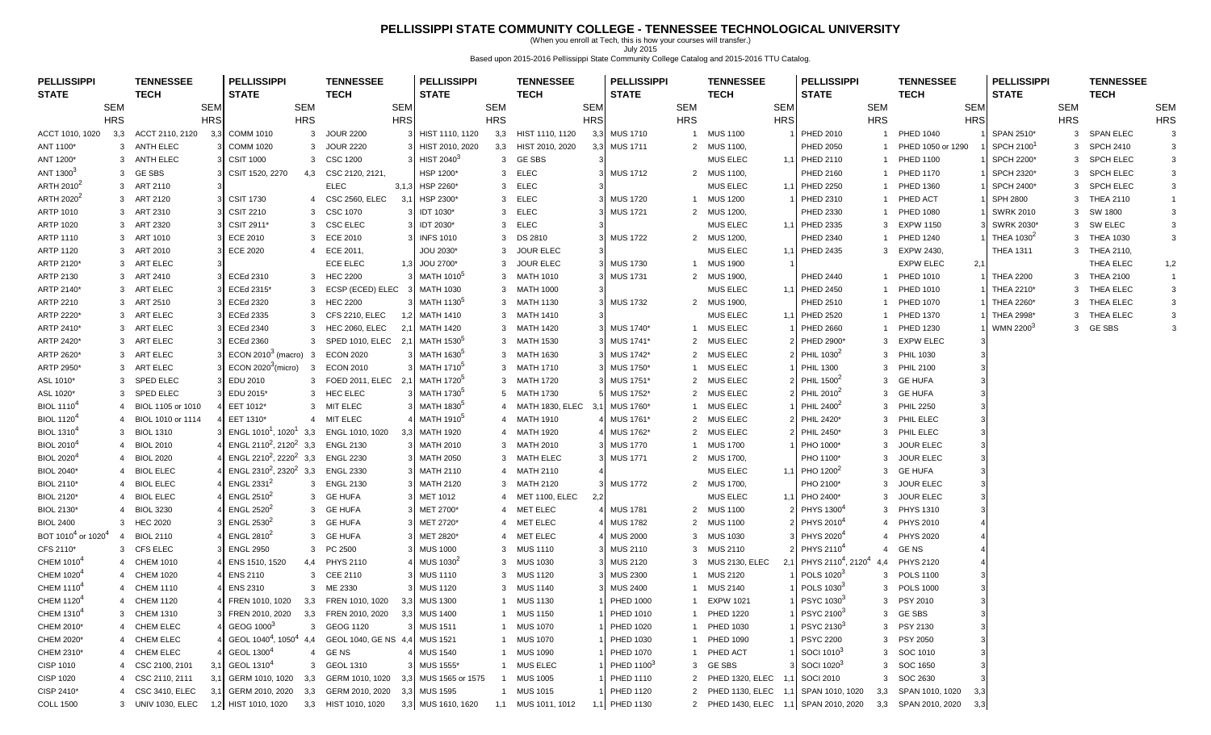# PELLISSIPPI STATE COMMUNITY COLLEGE - TENNESSEE TECHNOLOGICAL UNIVERSITY

(When you enroll at Tech, this is how your courses will transfer.)

July 2015

Based upon 2015-2016 Pellissippi State Community College Catalog and 2015-2016 TTU Catalog.

| PELLISSIPPI STATE | SEM HRS | TENNESSEE TECH | SEM HRS |
|---|---|---|---|
| ACCT 1010, 1020 | 3,3 | ACCT 2110, 2120 | 3,3 |
| ANT 1100* | 3 | ANTH ELEC | 3 |
| ANT 1200* | 3 | ANTH ELEC | 3 |
| ANT 1300[3] | 3 | GE SBS | 3 |
| ARTH 2010[2] | 3 | ART 2110 | 3 |
| ARTH 2020[2] | 3 | ART 2120 | 3 |
| ARTP 1010 | 3 | ART 2310 | 3 |
| ARTP 1020 | 3 | ART 2320 | 3 |
| ARTP 1110 | 3 | ART 1010 | 3 |
| ARTP 1120 | 3 | ART 2010 | 3 |
| ARTP 2120* | 3 | ART ELEC | 3 |
| ARTP 2130 | 3 | ART 2410 | 3 |
| ARTP 2140* | 3 | ART ELEC | 3 |
| ARTP 2210 | 3 | ART 2510 | 3 |
| ARTP 2220* | 3 | ART ELEC | 3 |
| ARTP 2410* | 3 | ART ELEC | 3 |
| ARTP 2420* | 3 | ART ELEC | 3 |
| ARTP 2620* | 3 | ART ELEC | 3 |
| ARTP 2950* | 3 | ART ELEC | 3 |
| ASL 1010* | 3 | SPED ELEC | 3 |
| ASL 1020* | 3 | SPED ELEC | 3 |
| BIOL 1110[4] | 4 | BIOL 1105 or 1010 | 4 |
| BIOL 1120[4] | 4 | BIOL 1010 or 1114 | 4 |
| BIOL 1310[4] | 3 | BIOL 1310 | 3 |
| BIOL 2010[4] | 4 | BIOL 2010 | 4 |
| BIOL 2020[4] | 4 | BIOL 2020 | 4 |
| BIOL 2040* | 4 | BIOL ELEC | 4 |
| BIOL 2110* | 4 | BIOL ELEC | 4 |
| BIOL 2120* | 4 | BIOL ELEC | 4 |
| BIOL 2130* | 4 | BIOL 3230 | 4 |
| BIOL 2400 | 3 | HEC 2020 | 3 |
| BOT 1010[4] or 1020[4] | 4 | BIOL 2110 | 4 |
| CFS 2110* | 3 | CFS ELEC | 3 |
| CHEM 1010[4] | 4 | CHEM 1010 | 4 |
| CHEM 1020[4] | 4 | CHEM 1020 | 4 |
| CHEM 1110[4] | 4 | CHEM 1110 | 4 |
| CHEM 1120[4] | 4 | CHEM 1120 | 4 |
| CHEM 1310[4] | 3 | CHEM 1310 | 3 |
| CHEM 2010* | 4 | CHEM ELEC | 4 |
| CHEM 2020* | 4 | CHEM ELEC | 4 |
| CHEM 2310* | 4 | CHEM ELEC | 4 |
| CISP 1010 | 4 | CSC 2100, 2101 | 3,1 |
| CISP 1020 | 4 | CSC 2110, 2111 | 3,1 |
| CISP 2410* | 4 | CSC 3410, ELEC | 3,1 |
| COLL 1500 | 3 | UNIV 1030, ELEC | 1,2 |
| COMM 1010 | 3 | JOUR 2200 | 3 |
| COMM 1020 | 3 | JOUR 2220 | 3 |
| CSIT 1000 | 3 | CSC 1200 | 3 |
| CSIT 1520, 2270 | 4,3 | CSC 2120, 2121, ELEC | 3,1,3 |
| CSIT 1730 | 4 | CSC 2560, ELEC | 3,1 |
| CSIT 2210 | 3 | CSC 1070 | 3 |
| CSIT 2911* | 3 | CSC ELEC | 3 |
| ECE 2010 | 3 | ECE 2010 | 3 |
| ECE 2020 | 4 | ECE 2011, ECE ELEC | 1,3 |
| ECEd 2310 | 3 | HEC 2200 | 3 |
| ECEd 2315* | 3 | ECSP (ECED) ELEC | 3 |
| ECEd 2320 | 3 | HEC 2200 | 3 |
| ECEd 2335 | 3 | CFS 2210, ELEC | 1,2 |
| ECEd 2340 | 3 | HEC 2060, ELEC | 2,1 |
| ECEd 2360 | 3 | SPED 1010, ELEC | 2,1 |
| ECON 2010[3] (macro) | 3 | ECON 2020 | 3 |
| ECON 2020[3] (micro) | 3 | ECON 2010 | 3 |
| EDU 2010 | 3 | FOED 2011, ELEC | 2,1 |
| EDU 2015* | 3 | HEC ELEC | 3 |
| EET 1012* | 3 | MIT ELEC | 3 |
| EET 1310* | 4 | MIT ELEC | 4 |
| ENGL 1010[1], 1020[1] | 3,3 | ENGL 1010, 1020 | 3,3 |
| ENGL 2110[2], 2120[2] | 3,3 | ENGL 2130 | 3 |
| ENGL 2210[2], 2220[2] | 3,3 | ENGL 2230 | 3 |
| ENGL 2310[2], 2320[2] | 3,3 | ENGL 2330 | 3 |
| ENGL 2331[2] | 3 | ENGL 2130 | 3 |
| ENGL 2510[2] | 3 | GE HUFA | 3 |
| ENGL 2520[2] | 3 | GE HUFA | 3 |
| ENGL 2530[2] | 3 | GE HUFA | 3 |
| ENGL 2810[2] | 3 | GE HUFA | 3 |
| ENGL 2950 | 3 | PC 2500 | 3 |
| ENS 1510, 1520 | 4,4 | PHYS 2110 | 4 |
| ENS 2110 | 3 | CEE 2110 | 3 |
| ENS 2310 | 3 | ME 2330 | 3 |
| FREN 1010, 1020 | 3,3 | FREN 1010, 1020 | 3,3 |
| FREN 2010, 2020 | 3,3 | FREN 2010, 2020 | 3,3 |
| GEOG 1000[3] | 3 | GEOG 1120 | 3 |
| GEOL 1040[4], 1050[4] | 4,4 | GEOL 1040, GE NS | 4,4 |
| GEOL 1300[4] | 4 | GE NS | 4 |
| GEOL 1310[4] | 3 | GEOL 1310 | 3 |
| GERM 1010, 1020 | 3,3 | GERM 1010, 1020 | 3,3 |
| GERM 2010, 2020 | 3,3 | GERM 2010, 2020 | 3,3 |
| HIST 1010, 1020 | 3,3 | HIST 1010, 1020 | 3,3 |
| HIST 1110, 1120 | 3,3 | HIST 1110, 1120 | 3,3 |
| HIST 2010, 2020 | 3,3 | HIST 2010, 2020 | 3,3 |
| HIST 2040[3] | 3 | GE SBS | 3 |
| HSP 1200* | 3 | ELEC | 3 |
| HSP 2260* | 3 | ELEC | 3 |
| HSP 2300* | 3 | ELEC | 3 |
| IDT 1030* | 3 | ELEC | 3 |
| IDT 2030* | 3 | ELEC | 3 |
| INFS 1010 | 3 | DS 2810 | 3 |
| JOU 2030* | 3 | JOUR ELEC | 3 |
| JOU 2700* | 3 | JOUR ELEC | 3 |
| MATH 1010[5] | 3 | MATH 1010 | 3 |
| MATH 1030 | 3 | MATH 1000 | 3 |
| MATH 1130[5] | 3 | MATH 1130 | 3 |
| MATH 1410 | 3 | MATH 1410 | 3 |
| MATH 1420 | 3 | MATH 1420 | 3 |
| MATH 1530[5] | 3 | MATH 1530 | 3 |
| MATH 1630[5] | 3 | MATH 1630 | 3 |
| MATH 1710[5] | 3 | MATH 1710 | 3 |
| MATH 1720[5] | 3 | MATH 1720 | 3 |
| MATH 1730[5] | 5 | MATH 1730 | 5 |
| MATH 1830[5] | 4 | MATH 1830, ELEC | 3,1 |
| MATH 1910[5] | 4 | MATH 1910 | 4 |
| MATH 1920 | 4 | MATH 1920 | 4 |
| MATH 2010 | 3 | MATH 2010 | 3 |
| MATH 2050 | 3 | MATH ELEC | 3 |
| MATH 2110 | 4 | MATH 2110 | 4 |
| MATH 2120 | 3 | MATH 2120 | 3 |
| MET 1012 | 4 | MET 1100, ELEC | 2,2 |
| MET 2700* | 4 | MET ELEC | 4 |
| MET 2720* | 4 | MET ELEC | 4 |
| MET 2820* | 4 | MET ELEC | 4 |
| MUS 1000 | 3 | MUS 1110 | 3 |
| MUS 1030[2] | 3 | MUS 1030 | 3 |
| MUS 1110 | 3 | MUS 1120 | 3 |
| MUS 1120 | 3 | MUS 1140 | 3 |
| MUS 1300 | 1 | MUS 1130 | 1 |
| MUS 1400 | 1 | MUS 1150 | 1 |
| MUS 1511 | 1 | MUS 1070 | 1 |
| MUS 1521 | 1 | MUS 1070 | 1 |
| MUS 1540 | 1 | MUS 1090 | 1 |
| MUS 1555* | 1 | MUS ELEC | 1 |
| MUS 1565 or 1575 | 1 | MUS 1005 | 1 |
| MUS 1595 | 1 | MUS 1015 | 1 |
| MUS 1610, 1620 | 1,1 | MUS 1011, 1012 | 1,1 |
| MUS 1710 | 1 | MUS 1100 | 1 |
| MUS 1711 | 2 | MUS 1100, MUS ELEC | 1,1 |
| MUS 1712 | 2 | MUS 1100, MUS ELEC | 1,1 |
| MUS 1720 | 1 | MUS 1200 | 1 |
| MUS 1721 | 2 | MUS 1200, MUS ELEC | 1,1 |
| MUS 1722 | 2 | MUS 1200, MUS ELEC | 1,1 |
| MUS 1730 | 1 | MUS 1900 | 1 |
| MUS 1731 | 2 | MUS 1900, MUS ELEC | 1,1 |
| MUS 1732 | 2 | MUS 1900, MUS ELEC | 1,1 |
| MUS 1740* | 1 | MUS ELEC | 1 |
| MUS 1741* | 2 | MUS ELEC | 2 |
| MUS 1742* | 2 | MUS ELEC | 2 |
| MUS 1750* | 1 | MUS ELEC | 1 |
| MUS 1751* | 2 | MUS ELEC | 2 |
| MUS 1752* | 2 | MUS ELEC | 2 |
| MUS 1760* | 1 | MUS ELEC | 1 |
| MUS 1761* | 2 | MUS ELEC | 2 |
| MUS 1762* | 2 | MUS ELEC | 2 |
| MUS 1770 | 1 | MUS 1700 | 1 |
| MUS 1771 | 2 | MUS 1700, MUS ELEC | 1,1 |
| MUS 1772 | 2 | MUS 1700, MUS ELEC | 1,1 |
| MUS 1781 | 2 | MUS 1100 | 2 |
| MUS 1782 | 2 | MUS 1100 | 2 |
| MUS 2000 | 3 | MUS 1030 | 3 |
| MUS 2110 | 3 | MUS 2110 | 3 |
| MUS 2120 | 3 | MUS 2130, ELEC | 2,1 |
| MUS 2300 | 1 | MUS 2120 | 1 |
| MUS 2400 | 1 | MUS 2140 | 1 |
| PHED 1000 | 1 | EXPW 1021 | 1 |
| PHED 1010 | 1 | PHED 1220 | 1 |
| PHED 1020 | 1 | PHED 1030 | 1 |
| PHED 1030 | 1 | PHED 1090 | 1 |
| PHED 1070 | 1 | PHED ACT | 1 |
| PHED 1100[3] | 3 | GE SBS | 3 |
| PHED 1110 | 2 | PHED 1320, ELEC | 1,1 |
| PHED 1120 | 2 | PHED 1130, ELEC | 1,1 |
| PHED 1130 | 2 | PHED 1430, ELEC | 1,1 |
| PHED 2010 | 1 | PHED 1040 | 1 |
| PHED 2050 | 1 | PHED 1050 or 1290 | 1 |
| PHED 2110 | 1 | PHED 1100 | 1 |
| PHED 2160 | 1 | PHED 1170 | 1 |
| PHED 2250 | 1 | PHED 1360 | 1 |
| PHED 2310 | 1 | PHED ACT | 1 |
| PHED 2330 | 1 | PHED 1080 | 1 |
| PHED 2335 | 3 | EXPW 1150 | 3 |
| PHED 2340 | 1 | PHED 1240 | 1 |
| PHED 2435 | 3 | EXPW 2430, EXPW ELEC | 2,1 |
| PHED 2440 | 1 | PHED 1010 | 1 |
| PHED 2450 | 1 | PHED 1010 | 1 |
| PHED 2510 | 1 | PHED 1070 | 1 |
| PHED 2520 | 1 | PHED 1370 | 1 |
| PHED 2660 | 1 | PHED 1230 | 1 |
| PHED 2900* | 3 | EXPW ELEC | 3 |
| PHIL 1030[2] | 3 | PHIL 1030 | 3 |
| PHIL 1300 | 3 | PHIL 2100 | 3 |
| PHIL 1500[2] | 3 | GE HUFA | 3 |
| PHIL 2010[2] | 3 | GE HUFA | 3 |
| PHIL 2400[2] | 3 | PHIL 2250 | 3 |
| PHIL 2420* | 3 | PHIL ELEC | 3 |
| PHIL 2450* | 3 | PHIL ELEC | 3 |
| PHO 1000* | 3 | JOUR ELEC | 3 |
| PHO 1100* | 3 | JOUR ELEC | 3 |
| PHO 1200[2] | 3 | GE HUFA | 3 |
| PHO 2100* | 3 | JOUR ELEC | 3 |
| PHO 2400* | 3 | JOUR ELEC | 3 |
| PHYS 1300[4] | 3 | PHYS 1310 | 3 |
| PHYS 2010[4] | 4 | PHYS 2010 | 4 |
| PHYS 2020[4] | 4 | PHYS 2020 | 4 |
| PHYS 2110[4] | 4 | GE NS | 4 |
| PHYS 2110[4], 2120[4] | 4,4 | PHYS 2120 | 4 |
| POLS 1020[3] | 3 | POLS 1100 | 3 |
| POLS 1030[3] | 3 | POLS 1000 | 3 |
| PSYC 1030[3] | 3 | PSY 2010 | 3 |
| PSYC 2100[3] | 3 | GE SBS | 3 |
| PSYC 2130[3] | 3 | PSY 2130 | 3 |
| PSYC 2200 | 3 | PSY 2050 | 3 |
| SOCI 1010[3] | 3 | SOC 1010 | 3 |
| SOCI 1020[3] | 3 | SOC 1650 | 3 |
| SOCI 2010 | 3 | SOC 2630 | 3 |
| SPAN 1010, 1020 | 3,3 | SPAN 1010, 1020 | 3,3 |
| SPAN 2010, 2020 | 3,3 | SPAN 2010, 2020 | 3,3 |
| SPAN 2510* | 3 | SPAN ELEC | 3 |
| SPCH 2100[1] | 3 | SPCH 2410 | 3 |
| SPCH 2200* | 3 | SPCH ELEC | 3 |
| SPCH 2320* | 3 | SPCH ELEC | 3 |
| SPCH 2400* | 3 | SPCH ELEC | 3 |
| SPH 2800 | 3 | THEA 2110 | 1 |
| SWRK 2010 | 3 | SW 1800 | 3 |
| SWRK 2030* | 3 | SW ELEC | 3 |
| THEA 1030[2] | 3 | THEA 1030 | 3 |
| THEA 1311 | 3 | THEA 2110, THEA ELEC | 1,2 |
| THEA 2200 | 3 | THEA 2100 | 1 |
| THEA 2210* | 3 | THEA ELEC | 3 |
| THEA 2260* | 3 | THEA ELEC | 3 |
| THEA 2998* | 3 | THEA ELEC | 3 |
| WMN 2200[3] | 3 | GE SBS | 3 |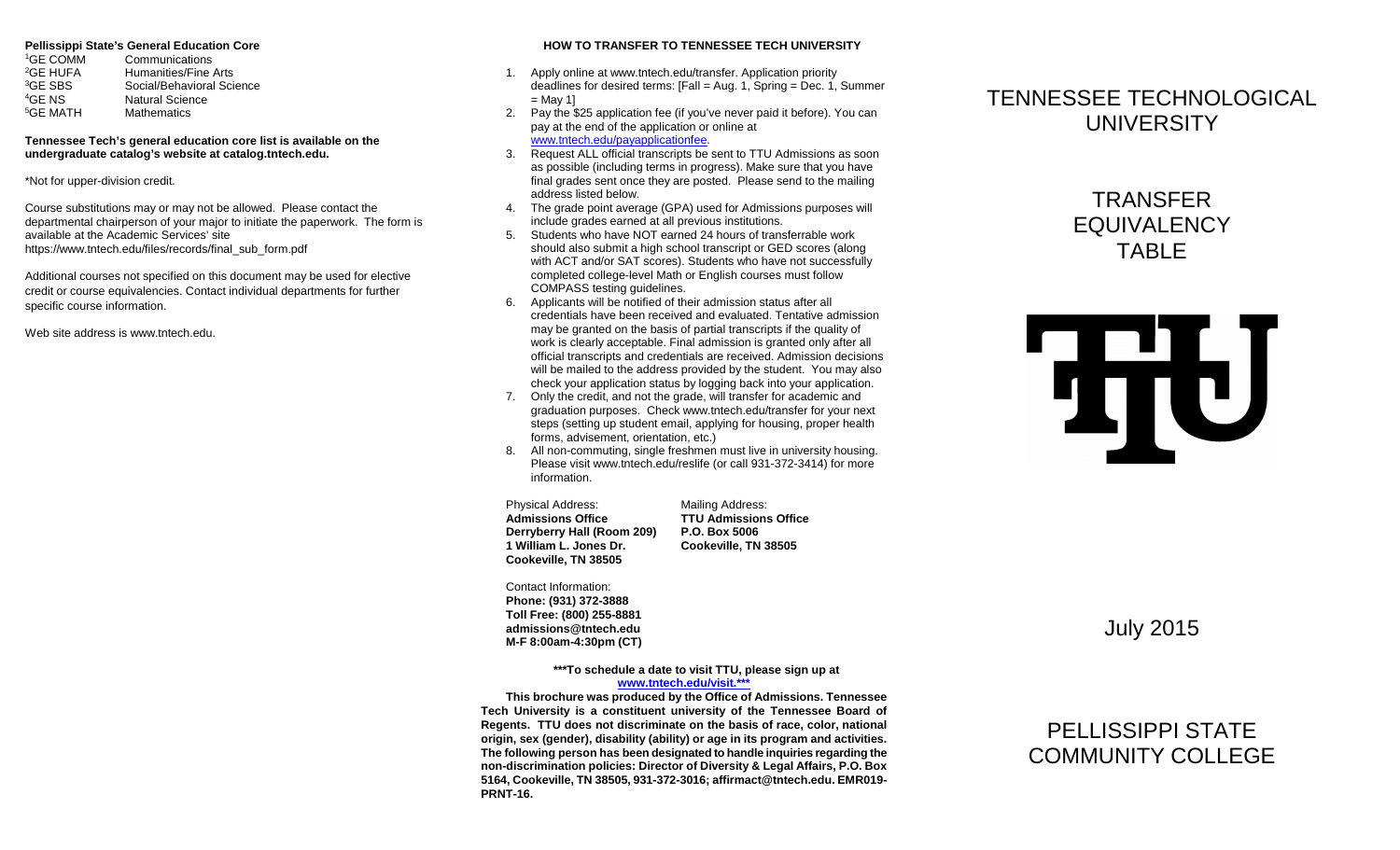**Pellissippi State's General Education Core**

| | |
|---|---|
| [1]GE COMM | Communications |
| [2]GE HUFA | Humanities/Fine Arts |
| [3]GE SBS | Social/Behavioral Science |
| [4]GE NS | Natural Science |
| [5]GE MATH | Mathematics |

**Tennessee Tech's general education core list is available on the undergraduate catalog's website at catalog.tntech.edu.**

*Not for upper-division credit.

Course substitutions may or may not be allowed. Please contact the departmental chairperson of your major to initiate the paperwork. The form is available at the Academic Services' site https://www.tntech.edu/files/records/final_sub_form.pdf

Additional courses not specified on this document may be used for elective credit or course equivalencies. Contact individual departments for further specific course information.

Web site address is www.tntech.edu.

## HOW TO TRANSFER TO TENNESSEE TECH UNIVERSITY

1. Apply online at www.tntech.edu/transfer. Application priority deadlines for desired terms: [Fall = Aug. 1, Spring = Dec. 1, Summer = May 1]
2. Pay the $25 application fee (if you've never paid it before). You can pay at the end of the application or online at www.tntech.edu/payapplicationfee.
3. Request ALL official transcripts be sent to TTU Admissions as soon as possible (including terms in progress). Make sure that you have final grades sent once they are posted. Please send to the mailing address listed below.
4. The grade point average (GPA) used for Admissions purposes will include grades earned at all previous institutions.
5. Students who have NOT earned 24 hours of transferrable work should also submit a high school transcript or GED scores (along with ACT and/or SAT scores). Students who have not successfully completed college-level Math or English courses must follow COMPASS testing guidelines.
6. Applicants will be notified of their admission status after all credentials have been received and evaluated. Tentative admission may be granted on the basis of partial transcripts if the quality of work is clearly acceptable. Final admission is granted only after all official transcripts and credentials are received. Admission decisions will be mailed to the address provided by the student. You may also check your application status by logging back into your application.
7. Only the credit, and not the grade, will transfer for academic and graduation purposes. Check www.tntech.edu/transfer for your next steps (setting up student email, applying for housing, proper health forms, advisement, orientation, etc.)
8. All non-commuting, single freshmen must live in university housing. Please visit www.tntech.edu/reslife (or call 931-372-3414) for more information.

Physical Address:
**Admissions Office**
**Derryberry Hall (Room 209)**
**1 William L. Jones Dr.**
**Cookeville, TN 38505**

Mailing Address:
**TTU Admissions Office**
**P.O. Box 5006**
**Cookeville, TN 38505**

Contact Information:
**Phone: (931) 372-3888**
**Toll Free: (800) 255-8881**
**admissions@tntech.edu**
**M-F 8:00am-4:30pm (CT)**

**\*\*\*To schedule a date to visit TTU, please sign up at www.tntech.edu/visit.\*\*\***

**This brochure was produced by the Office of Admissions. Tennessee Tech University is a constituent university of the Tennessee Board of Regents. TTU does not discriminate on the basis of race, color, national origin, sex (gender), disability (ability) or age in its program and activities. The following person has been designated to handle inquiries regarding the non-discrimination policies: Director of Diversity & Legal Affairs, P.O. Box 5164, Cookeville, TN 38505, 931-372-3016; affirmact@tntech.edu. EMR019-PRNT-16.**

# TENNESSEE TECHNOLOGICAL UNIVERSITY

## TRANSFER EQUIVALENCY TABLE

TTU

July 2015

## PELLISSIPPI STATE COMMUNITY COLLEGE